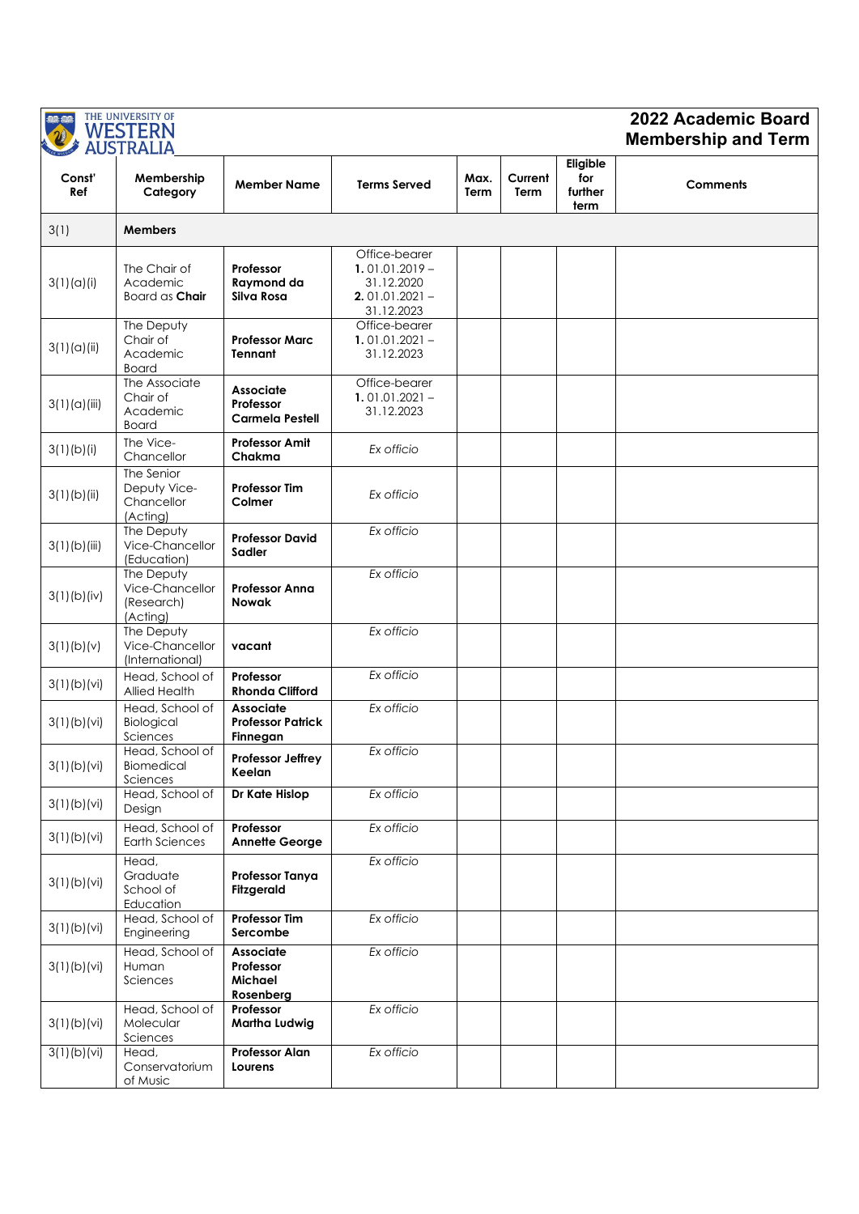# 2022 Academic Board Membership and Term

THE UNIVERSITY OF WESTERN AUSTRALIA

| Const' Ref | Membership Category | Member Name | Terms Served | Max. Term | Current Term | Eligible for further term | Comments |
|---|---|---|---|---|---|---|---|
| 3(1) | **Members** | | | | | | |
| 3(1)(a)(i) | The Chair of Academic Board as **Chair** | **Professor Raymond da Silva Rosa** | Office-bearer **1.** 01.01.2019 – 31.12.2020 **2.** 01.01.2021 – 31.12.2023 | | | | |
| 3(1)(a)(ii) | The Deputy Chair of Academic Board | **Professor Marc Tennant** | Office-bearer **1.** 01.01.2021 – 31.12.2023 | | | | |
| 3(1)(a)(iii) | The Associate Chair of Academic Board | **Associate Professor Carmela Pestell** | Office-bearer **1.** 01.01.2021 – 31.12.2023 | | | | |
| 3(1)(b)(i) | The Vice-Chancellor | **Professor Amit Chakma** | *Ex officio* | | | | |
| 3(1)(b)(ii) | The Senior Deputy Vice-Chancellor (Acting) | **Professor Tim Colmer** | *Ex officio* | | | | |
| 3(1)(b)(iii) | The Deputy Vice-Chancellor (Education) | **Professor David Sadler** | *Ex officio* | | | | |
| 3(1)(b)(iv) | The Deputy Vice-Chancellor (Research) (Acting) | **Professor Anna Nowak** | *Ex officio* | | | | |
| 3(1)(b)(v) | The Deputy Vice-Chancellor (International) | **vacant** | *Ex officio* | | | | |
| 3(1)(b)(vi) | Head, School of Allied Health | **Professor Rhonda Clifford** | *Ex officio* | | | | |
| 3(1)(b)(vi) | Head, School of Biological Sciences | **Associate Professor Patrick Finnegan** | *Ex officio* | | | | |
| 3(1)(b)(vi) | Head, School of Biomedical Sciences | **Professor Jeffrey Keelan** | *Ex officio* | | | | |
| 3(1)(b)(vi) | Head, School of Design | **Dr Kate Hislop** | *Ex officio* | | | | |
| 3(1)(b)(vi) | Head, School of Earth Sciences | **Professor Annette George** | *Ex officio* | | | | |
| 3(1)(b)(vi) | Head, Graduate School of Education | **Professor Tanya Fitzgerald** | *Ex officio* | | | | |
| 3(1)(b)(vi) | Head, School of Engineering | **Professor Tim Sercombe** | *Ex officio* | | | | |
| 3(1)(b)(vi) | Head, School of Human Sciences | **Associate Professor Michael Rosenberg** | *Ex officio* | | | | |
| 3(1)(b)(vi) | Head, School of Molecular Sciences | **Professor Martha Ludwig** | *Ex officio* | | | | |
| 3(1)(b)(vi) | Head, Conservatorium of Music | **Professor Alan Lourens** | *Ex officio* | | | | |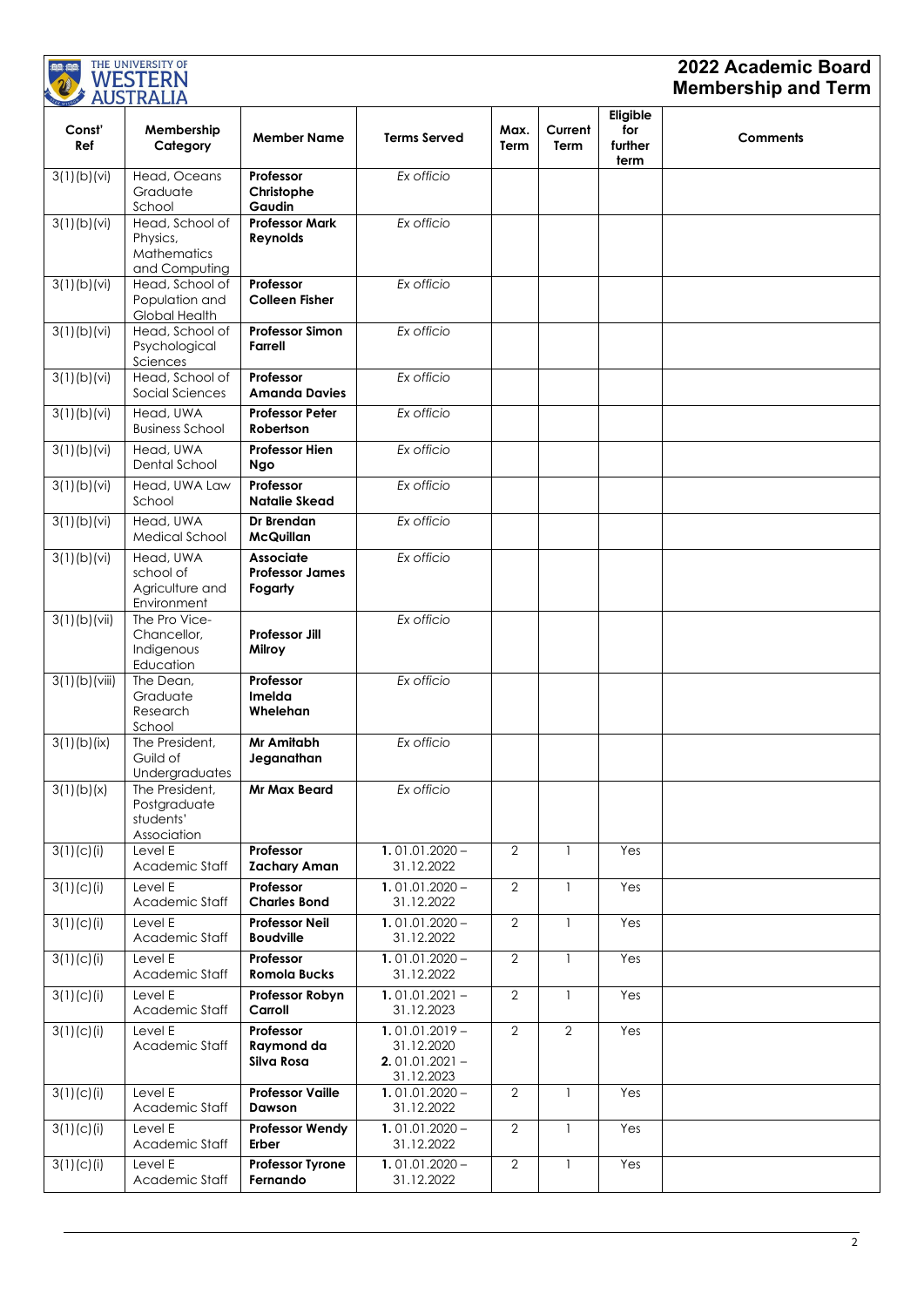# 2022 Academic Board Membership and Term

| Const' Ref | Membership Category | Member Name | Terms Served | Max. Term | Current Term | Eligible for further term | Comments |
|---|---|---|---|---|---|---|---|
| 3(1)(b)(vi) | Head, Oceans Graduate School | **Professor Christophe Gaudin** | *Ex officio* | | | | |
| 3(1)(b)(vi) | Head, School of Physics, Mathematics and Computing | **Professor Mark Reynolds** | *Ex officio* | | | | |
| 3(1)(b)(vi) | Head, School of Population and Global Health | **Professor Colleen Fisher** | *Ex officio* | | | | |
| 3(1)(b)(vi) | Head, School of Psychological Sciences | **Professor Simon Farrell** | *Ex officio* | | | | |
| 3(1)(b)(vi) | Head, School of Social Sciences | **Professor Amanda Davies** | *Ex officio* | | | | |
| 3(1)(b)(vi) | Head, UWA Business School | **Professor Peter Robertson** | *Ex officio* | | | | |
| 3(1)(b)(vi) | Head, UWA Dental School | **Professor Hien Ngo** | *Ex officio* | | | | |
| 3(1)(b)(vi) | Head, UWA Law School | **Professor Natalie Skead** | *Ex officio* | | | | |
| 3(1)(b)(vi) | Head, UWA Medical School | **Dr Brendan McQuillan** | *Ex officio* | | | | |
| 3(1)(b)(vi) | Head, UWA school of Agriculture and Environment | **Associate Professor James Fogarty** | *Ex officio* | | | | |
| 3(1)(b)(vii) | The Pro Vice-Chancellor, Indigenous Education | **Professor Jill Milroy** | *Ex officio* | | | | |
| 3(1)(b)(viii) | The Dean, Graduate Research School | **Professor Imelda Whelehan** | *Ex officio* | | | | |
| 3(1)(b)(ix) | The President, Guild of Undergraduates | **Mr Amitabh Jeganathan** | *Ex officio* | | | | |
| 3(1)(b)(x) | The President, Postgraduate students' Association | **Mr Max Beard** | *Ex officio* | | | | |
| 3(1)(c)(i) | Level E Academic Staff | **Professor Zachary Aman** | **1.** 01.01.2020 – 31.12.2022 | 2 | 1 | Yes | |
| 3(1)(c)(i) | Level E Academic Staff | **Professor Charles Bond** | **1.** 01.01.2020 – 31.12.2022 | 2 | 1 | Yes | |
| 3(1)(c)(i) | Level E Academic Staff | **Professor Neil Boudville** | **1.** 01.01.2020 – 31.12.2022 | 2 | 1 | Yes | |
| 3(1)(c)(i) | Level E Academic Staff | **Professor Romola Bucks** | **1.** 01.01.2020 – 31.12.2022 | 2 | 1 | Yes | |
| 3(1)(c)(i) | Level E Academic Staff | **Professor Robyn Carroll** | **1.** 01.01.2021 – 31.12.2023 | 2 | 1 | Yes | |
| 3(1)(c)(i) | Level E Academic Staff | **Professor Raymond da Silva Rosa** | **1.** 01.01.2019 – 31.12.2020 **2.** 01.01.2021 – 31.12.2023 | 2 | 2 | Yes | |
| 3(1)(c)(i) | Level E Academic Staff | **Professor Vaille Dawson** | **1.** 01.01.2020 – 31.12.2022 | 2 | 1 | Yes | |
| 3(1)(c)(i) | Level E Academic Staff | **Professor Wendy Erber** | **1.** 01.01.2020 – 31.12.2022 | 2 | 1 | Yes | |
| 3(1)(c)(i) | Level E Academic Staff | **Professor Tyrone Fernando** | **1.** 01.01.2020 – 31.12.2022 | 2 | 1 | Yes | |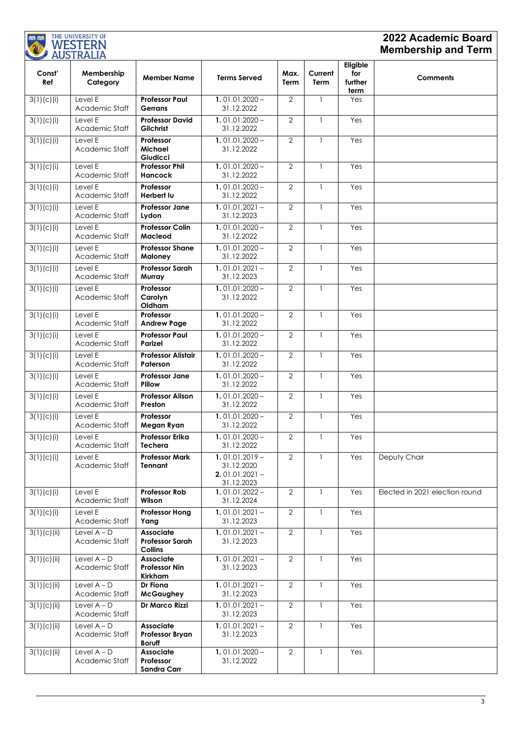# 2022 Academic Board Membership and Term

| Const' Ref | Membership Category | Member Name | Terms Served | Max. Term | Current Term | Eligible for further term | Comments |
|---|---|---|---|---|---|---|---|
| 3(1)(c)(i) | Level E Academic Staff | **Professor Paul Gerrans** | **1.** 01.01.2020 – 31.12.2022 | 2 | 1 | Yes | |
| 3(1)(c)(i) | Level E Academic Staff | **Professor David Gilchrist** | **1.** 01.01.2020 – 31.12.2022 | 2 | 1 | Yes | |
| 3(1)(c)(i) | Level E Academic Staff | **Professor Michael Giudicci** | **1.** 01.01.2020 – 31.12.2022 | 2 | 1 | Yes | |
| 3(1)(c)(i) | Level E Academic Staff | **Professor Phil Hancock** | **1.** 01.01.2020 – 31.12.2022 | 2 | 1 | Yes | |
| 3(1)(c)(i) | Level E Academic Staff | **Professor Herbert Iu** | **1.** 01.01.2020 – 31.12.2022 | 2 | 1 | Yes | |
| 3(1)(c)(i) | Level E Academic Staff | **Professor Jane Lydon** | **1.** 01.01.2021 – 31.12.2023 | 2 | 1 | Yes | |
| 3(1)(c)(i) | Level E Academic Staff | **Professor Colin Macleod** | **1.** 01.01.2020 – 31.12.2022 | 2 | 1 | Yes | |
| 3(1)(c)(i) | Level E Academic Staff | **Professor Shane Maloney** | **1.** 01.01.2020 – 31.12.2022 | 2 | 1 | Yes | |
| 3(1)(c)(i) | Level E Academic Staff | **Professor Sarah Murray** | **1.** 01.01.2021 – 31.12.2023 | 2 | 1 | Yes | |
| 3(1)(c)(i) | Level E Academic Staff | **Professor Carolyn Oldham** | **1.** 01.01.2020 – 31.12.2022 | 2 | 1 | Yes | |
| 3(1)(c)(i) | Level E Academic Staff | **Professor Andrew Page** | **1.** 01.01.2020 – 31.12.2022 | 2 | 1 | Yes | |
| 3(1)(c)(i) | Level E Academic Staff | **Professor Paul Parizel** | **1.** 01.01.2020 – 31.12.2022 | 2 | 1 | Yes | |
| 3(1)(c)(i) | Level E Academic Staff | **Professor Alistair Paterson** | **1.** 01.01.2020 – 31.12.2022 | 2 | 1 | Yes | |
| 3(1)(c)(i) | Level E Academic Staff | **Professor Jane Pillow** | **1.** 01.01.2020 – 31.12.2022 | 2 | 1 | Yes | |
| 3(1)(c)(i) | Level E Academic Staff | **Professor Alison Preston** | **1.** 01.01.2020 – 31.12.2022 | 2 | 1 | Yes | |
| 3(1)(c)(i) | Level E Academic Staff | **Professor Megan Ryan** | **1.** 01.01.2020 – 31.12.2022 | 2 | 1 | Yes | |
| 3(1)(c)(i) | Level E Academic Staff | **Professor Erika Techera** | **1.** 01.01.2020 – 31.12.2022 | 2 | 1 | Yes | |
| 3(1)(c)(i) | Level E Academic Staff | **Professor Mark Tennant** | **1.** 01.01.2019 – 31.12.2020 **2.** 01.01.2021 – 31.12.2023 | 2 | 1 | Yes | Deputy Chair |
| 3(1)(c)(i) | Level E Academic Staff | **Professor Rob Wilson** | **1.** 01.01.2022 – 31.12.2024 | 2 | 1 | Yes | Elected in 2021 election round |
| 3(1)(c)(i) | Level E Academic Staff | **Professor Hong Yang** | **1.** 01.01.2021 – 31.12.2023 | 2 | 1 | Yes | |
| 3(1)(c)(ii) | Level A – D Academic Staff | **Associate Professor Sarah Collins** | **1.** 01.01.2021 – 31.12.2023 | 2 | 1 | Yes | |
| 3(1)(c)(ii) | Level A – D Academic Staff | **Associate Professor Nin Kirkham** | **1.** 01.01.2021 – 31.12.2023 | 2 | 1 | Yes | |
| 3(1)(c)(ii) | Level A – D Academic Staff | **Dr Fiona McGaughey** | **1.** 01.01.2021 – 31.12.2023 | 2 | 1 | Yes | |
| 3(1)(c)(ii) | Level A – D Academic Staff | **Dr Marco Rizzi** | **1.** 01.01.2021 – 31.12.2023 | 2 | 1 | Yes | |
| 3(1)(c)(ii) | Level A – D Academic Staff | **Associate Professor Bryan Boruff** | **1.** 01.01.2021 – 31.12.2023 | 2 | 1 | Yes | |
| 3(1)(c)(ii) | Level A – D Academic Staff | **Associate Professor Sandra Carr** | **1.** 01.01.2020 – 31.12.2022 | 2 | 1 | Yes | |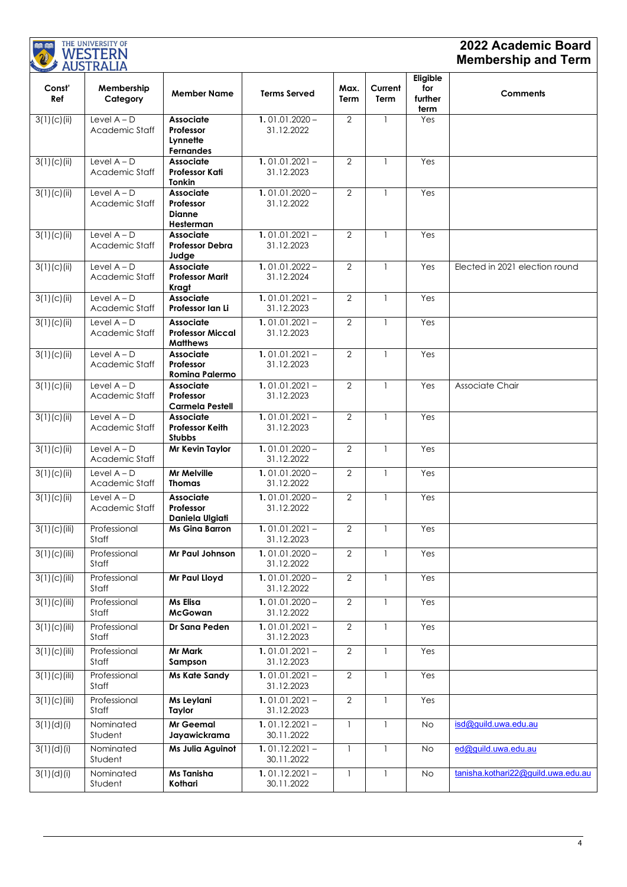THE UNIVERSITY OF WESTERN AUSTRALIA

# 2022 Academic Board Membership and Term

| Const' Ref | Membership Category | Member Name | Terms Served | Max. Term | Current Term | Eligible for further term | Comments |
|---|---|---|---|---|---|---|---|
| 3(1)(c)(ii) | Level A – D Academic Staff | **Associate Professor Lynnette Fernandes** | **1.** 01.01.2020 – 31.12.2022 | 2 | 1 | Yes | |
| 3(1)(c)(ii) | Level A – D Academic Staff | **Associate Professor Kati Tonkin** | **1.** 01.01.2021 – 31.12.2023 | 2 | 1 | Yes | |
| 3(1)(c)(ii) | Level A – D Academic Staff | **Associate Professor Dianne Hesterman** | **1.** 01.01.2020 – 31.12.2022 | 2 | 1 | Yes | |
| 3(1)(c)(ii) | Level A – D Academic Staff | **Associate Professor Debra Judge** | **1.** 01.01.2021 – 31.12.2023 | 2 | 1 | Yes | |
| 3(1)(c)(ii) | Level A – D Academic Staff | **Associate Professor Marit Kragt** | **1.** 01.01.2022 – 31.12.2024 | 2 | 1 | Yes | Elected in 2021 election round |
| 3(1)(c)(ii) | Level A – D Academic Staff | **Associate Professor Ian Li** | **1.** 01.01.2021 – 31.12.2023 | 2 | 1 | Yes | |
| 3(1)(c)(ii) | Level A – D Academic Staff | **Associate Professor Miccal Matthews** | **1.** 01.01.2021 – 31.12.2023 | 2 | 1 | Yes | |
| 3(1)(c)(ii) | Level A – D Academic Staff | **Associate Professor Romina Palermo** | **1.** 01.01.2021 – 31.12.2023 | 2 | 1 | Yes | |
| 3(1)(c)(ii) | Level A – D Academic Staff | **Associate Professor Carmela Pestell** | **1.** 01.01.2021 – 31.12.2023 | 2 | 1 | Yes | Associate Chair |
| 3(1)(c)(ii) | Level A – D Academic Staff | **Associate Professor Keith Stubbs** | **1.** 01.01.2021 – 31.12.2023 | 2 | 1 | Yes | |
| 3(1)(c)(ii) | Level A – D Academic Staff | **Mr Kevin Taylor** | **1.** 01.01.2020 – 31.12.2022 | 2 | 1 | Yes | |
| 3(1)(c)(ii) | Level A – D Academic Staff | **Mr Melville Thomas** | **1.** 01.01.2020 – 31.12.2022 | 2 | 1 | Yes | |
| 3(1)(c)(ii) | Level A – D Academic Staff | **Associate Professor Daniela Ulgiati** | **1.** 01.01.2020 – 31.12.2022 | 2 | 1 | Yes | |
| 3(1)(c)(iii) | Professional Staff | **Ms Gina Barron** | **1.** 01.01.2021 – 31.12.2023 | 2 | 1 | Yes | |
| 3(1)(c)(iii) | Professional Staff | **Mr Paul Johnson** | **1.** 01.01.2020 – 31.12.2022 | 2 | 1 | Yes | |
| 3(1)(c)(iii) | Professional Staff | **Mr Paul Lloyd** | **1.** 01.01.2020 – 31.12.2022 | 2 | 1 | Yes | |
| 3(1)(c)(iii) | Professional Staff | **Ms Elisa McGowan** | **1.** 01.01.2020 – 31.12.2022 | 2 | 1 | Yes | |
| 3(1)(c)(iii) | Professional Staff | **Dr Sana Peden** | **1.** 01.01.2021 – 31.12.2023 | 2 | 1 | Yes | |
| 3(1)(c)(iii) | Professional Staff | **Mr Mark Sampson** | **1.** 01.01.2021 – 31.12.2023 | 2 | 1 | Yes | |
| 3(1)(c)(iii) | Professional Staff | **Ms Kate Sandy** | **1.** 01.01.2021 – 31.12.2023 | 2 | 1 | Yes | |
| 3(1)(c)(iii) | Professional Staff | **Ms Leylani Taylor** | **1.** 01.01.2021 – 31.12.2023 | 2 | 1 | Yes | |
| 3(1)(d)(i) | Nominated Student | **Mr Geemal Jayawickrama** | **1.** 01.12.2021 – 30.11.2022 | 1 | 1 | No | isd@guild.uwa.edu.au |
| 3(1)(d)(i) | Nominated Student | **Ms Julia Aguinot** | **1.** 01.12.2021 – 30.11.2022 | 1 | 1 | No | ed@guild.uwa.edu.au |
| 3(1)(d)(i) | Nominated Student | **Ms Tanisha Kothari** | **1.** 01.12.2021 – 30.11.2022 | 1 | 1 | No | tanisha.kothari22@guild.uwa.edu.au |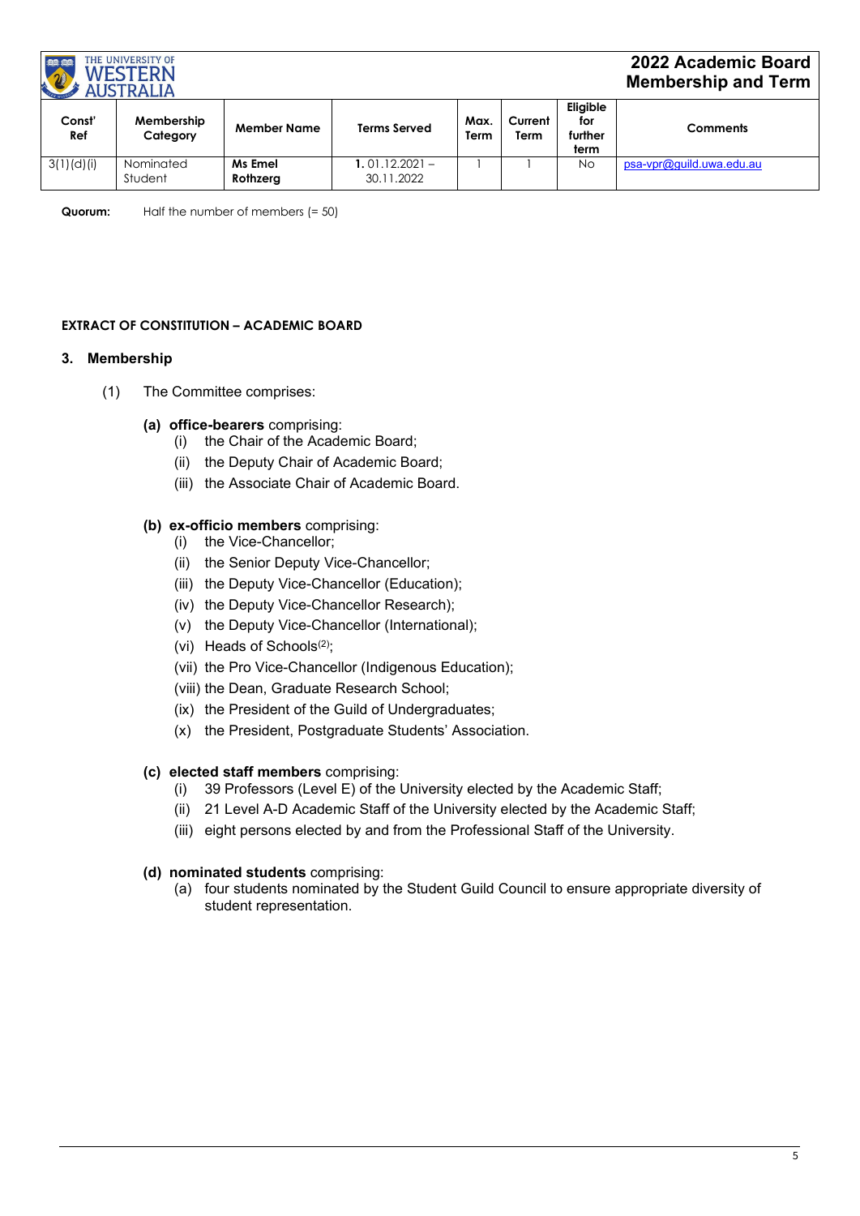## 2022 Academic Board Membership and Term

| Const' Ref | Membership Category | Member Name | Terms Served | Max. Term | Current Term | Eligible for further term | Comments |
|---|---|---|---|---|---|---|---|
| 3(1)(d)(i) | Nominated Student | **Ms Emel Rothzerg** | **1.** 01.12.2021 – 30.11.2022 | 1 | 1 | No | psa-vpr@guild.uwa.edu.au |

**Quorum:** Half the number of members (= 50)

**EXTRACT OF CONSTITUTION – ACADEMIC BOARD**

### 3. Membership

(1) The Committee comprises:

**(a) office-bearers** comprising:
- (i) the Chair of the Academic Board;
- (ii) the Deputy Chair of Academic Board;
- (iii) the Associate Chair of Academic Board.

**(b) ex-officio members** comprising:
- (i) the Vice-Chancellor;
- (ii) the Senior Deputy Vice-Chancellor;
- (iii) the Deputy Vice-Chancellor (Education);
- (iv) the Deputy Vice-Chancellor Research);
- (v) the Deputy Vice-Chancellor (International);
- (vi) Heads of Schools[(2)];
- (vii) the Pro Vice-Chancellor (Indigenous Education);
- (viii) the Dean, Graduate Research School;
- (ix) the President of the Guild of Undergraduates;
- (x) the President, Postgraduate Students' Association.

**(c) elected staff members** comprising:
- (i) 39 Professors (Level E) of the University elected by the Academic Staff;
- (ii) 21 Level A-D Academic Staff of the University elected by the Academic Staff;
- (iii) eight persons elected by and from the Professional Staff of the University.

**(d) nominated students** comprising:
- (a) four students nominated by the Student Guild Council to ensure appropriate diversity of student representation.